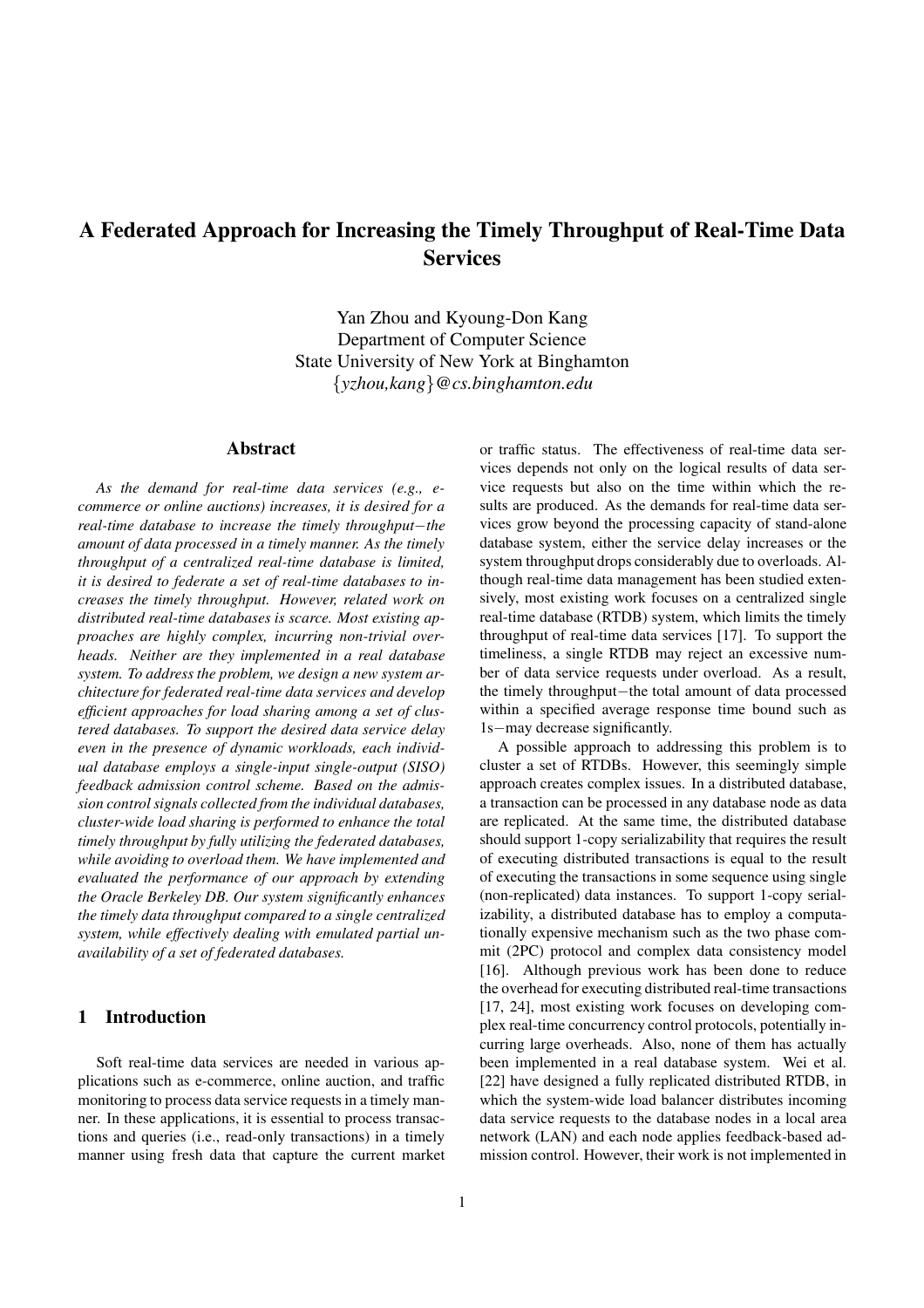# A Federated Approach for Increasing the Timely Throughput of Real-Time Data Services

Yan Zhou and Kyoung-Don Kang
Department of Computer Science
State University of New York at Binghamton
{*yzhou,kang*}@*cs.binghamton.edu*

## Abstract

*As the demand for real-time data services (e.g., e-commerce or online auctions) increases, it is desired for a real-time database to increase the timely throughput−the amount of data processed in a timely manner. As the timely throughput of a centralized real-time database is limited, it is desired to federate a set of real-time databases to increases the timely throughput. However, related work on distributed real-time databases is scarce. Most existing approaches are highly complex, incurring non-trivial overheads. Neither are they implemented in a real database system. To address the problem, we design a new system architecture for federated real-time data services and develop efficient approaches for load sharing among a set of clustered databases. To support the desired data service delay even in the presence of dynamic workloads, each individual database employs a single-input single-output (SISO) feedback admission control scheme. Based on the admission control signals collected from the individual databases, cluster-wide load sharing is performed to enhance the total timely throughput by fully utilizing the federated databases, while avoiding to overload them. We have implemented and evaluated the performance of our approach by extending the Oracle Berkeley DB. Our system significantly enhances the timely data throughput compared to a single centralized system, while effectively dealing with emulated partial unavailability of a set of federated databases.*

## 1 Introduction

Soft real-time data services are needed in various applications such as e-commerce, online auction, and traffic monitoring to process data service requests in a timely manner. In these applications, it is essential to process transactions and queries (i.e., read-only transactions) in a timely manner using fresh data that capture the current market or traffic status. The effectiveness of real-time data services depends not only on the logical results of data service requests but also on the time within which the results are produced. As the demands for real-time data services grow beyond the processing capacity of stand-alone database system, either the service delay increases or the system throughput drops considerably due to overloads. Although real-time data management has been studied extensively, most existing work focuses on a centralized single real-time database (RTDB) system, which limits the timely throughput of real-time data services [17]. To support the timeliness, a single RTDB may reject an excessive number of data service requests under overload. As a result, the timely throughput−the total amount of data processed within a specified average response time bound such as 1s−may decrease significantly.

A possible approach to addressing this problem is to cluster a set of RTDBs. However, this seemingly simple approach creates complex issues. In a distributed database, a transaction can be processed in any database node as data are replicated. At the same time, the distributed database should support 1-copy serializability that requires the result of executing distributed transactions is equal to the result of executing the transactions in some sequence using single (non-replicated) data instances. To support 1-copy serializability, a distributed database has to employ a computationally expensive mechanism such as the two phase commit (2PC) protocol and complex data consistency model [16]. Although previous work has been done to reduce the overhead for executing distributed real-time transactions [17, 24], most existing work focuses on developing complex real-time concurrency control protocols, potentially incurring large overheads. Also, none of them has actually been implemented in a real database system. Wei et al. [22] have designed a fully replicated distributed RTDB, in which the system-wide load balancer distributes incoming data service requests to the database nodes in a local area network (LAN) and each node applies feedback-based admission control. However, their work is not implemented in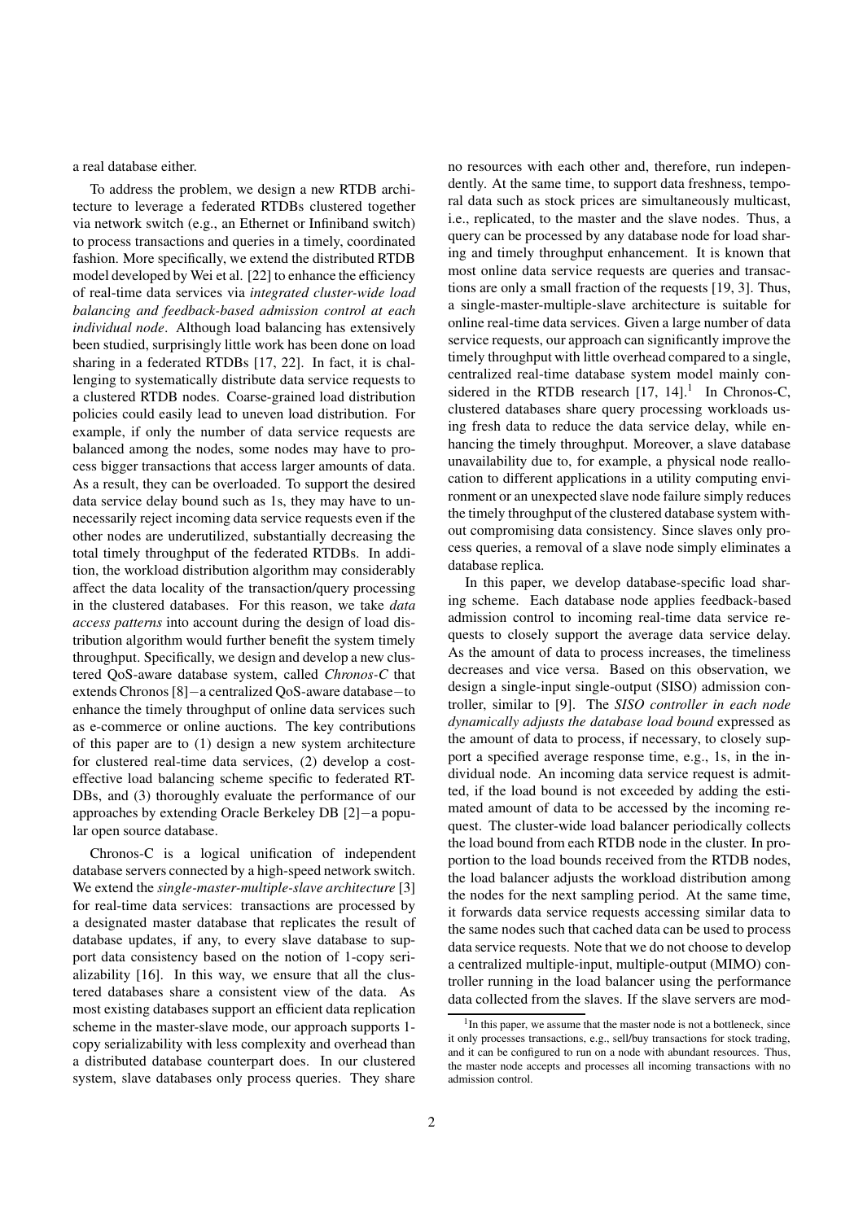a real database either.

To address the problem, we design a new RTDB architecture to leverage a federated RTDBs clustered together via network switch (e.g., an Ethernet or Infiniband switch) to process transactions and queries in a timely, coordinated fashion. More specifically, we extend the distributed RTDB model developed by Wei et al. [22] to enhance the efficiency of real-time data services via *integrated cluster-wide load balancing and feedback-based admission control at each individual node*. Although load balancing has extensively been studied, surprisingly little work has been done on load sharing in a federated RTDBs [17, 22]. In fact, it is challenging to systematically distribute data service requests to a clustered RTDB nodes. Coarse-grained load distribution policies could easily lead to uneven load distribution. For example, if only the number of data service requests are balanced among the nodes, some nodes may have to process bigger transactions that access larger amounts of data. As a result, they can be overloaded. To support the desired data service delay bound such as 1s, they may have to unnecessarily reject incoming data service requests even if the other nodes are underutilized, substantially decreasing the total timely throughput of the federated RTDBs. In addition, the workload distribution algorithm may considerably affect the data locality of the transaction/query processing in the clustered databases. For this reason, we take *data access patterns* into account during the design of load distribution algorithm would further benefit the system timely throughput. Specifically, we design and develop a new clustered QoS-aware database system, called *Chronos-C* that extends Chronos [8]−a centralized QoS-aware database−to enhance the timely throughput of online data services such as e-commerce or online auctions. The key contributions of this paper are to (1) design a new system architecture for clustered real-time data services, (2) develop a cost-effective load balancing scheme specific to federated RTDBs, and (3) thoroughly evaluate the performance of our approaches by extending Oracle Berkeley DB [2]−a popular open source database.

Chronos-C is a logical unification of independent database servers connected by a high-speed network switch. We extend the *single-master-multiple-slave architecture* [3] for real-time data services: transactions are processed by a designated master database that replicates the result of database updates, if any, to every slave database to support data consistency based on the notion of 1-copy serializability [16]. In this way, we ensure that all the clustered databases share a consistent view of the data. As most existing databases support an efficient data replication scheme in the master-slave mode, our approach supports 1-copy serializability with less complexity and overhead than a distributed database counterpart does. In our clustered system, slave databases only process queries. They share no resources with each other and, therefore, run independently. At the same time, to support data freshness, temporal data such as stock prices are simultaneously multicast, i.e., replicated, to the master and the slave nodes. Thus, a query can be processed by any database node for load sharing and timely throughput enhancement. It is known that most online data service requests are queries and transactions are only a small fraction of the requests [19, 3]. Thus, a single-master-multiple-slave architecture is suitable for online real-time data services. Given a large number of data service requests, our approach can significantly improve the timely throughput with little overhead compared to a single, centralized real-time database system model mainly considered in the RTDB research [17, 14].[1] In Chronos-C, clustered databases share query processing workloads using fresh data to reduce the data service delay, while enhancing the timely throughput. Moreover, a slave database unavailability due to, for example, a physical node reallocation to different applications in a utility computing environment or an unexpected slave node failure simply reduces the timely throughput of the clustered database system without compromising data consistency. Since slaves only process queries, a removal of a slave node simply eliminates a database replica.

In this paper, we develop database-specific load sharing scheme. Each database node applies feedback-based admission control to incoming real-time data service requests to closely support the average data service delay. As the amount of data to process increases, the timeliness decreases and vice versa. Based on this observation, we design a single-input single-output (SISO) admission controller, similar to [9]. The *SISO controller in each node dynamically adjusts the database load bound* expressed as the amount of data to process, if necessary, to closely support a specified average response time, e.g., 1s, in the individual node. An incoming data service request is admitted, if the load bound is not exceeded by adding the estimated amount of data to be accessed by the incoming request. The cluster-wide load balancer periodically collects the load bound from each RTDB node in the cluster. In proportion to the load bounds received from the RTDB nodes, the load balancer adjusts the workload distribution among the nodes for the next sampling period. At the same time, it forwards data service requests accessing similar data to the same nodes such that cached data can be used to process data service requests. Note that we do not choose to develop a centralized multiple-input, multiple-output (MIMO) controller running in the load balancer using the performance data collected from the slaves. If the slave servers are mod-

[1] In this paper, we assume that the master node is not a bottleneck, since it only processes transactions, e.g., sell/buy transactions for stock trading, and it can be configured to run on a node with abundant resources. Thus, the master node accepts and processes all incoming transactions with no admission control.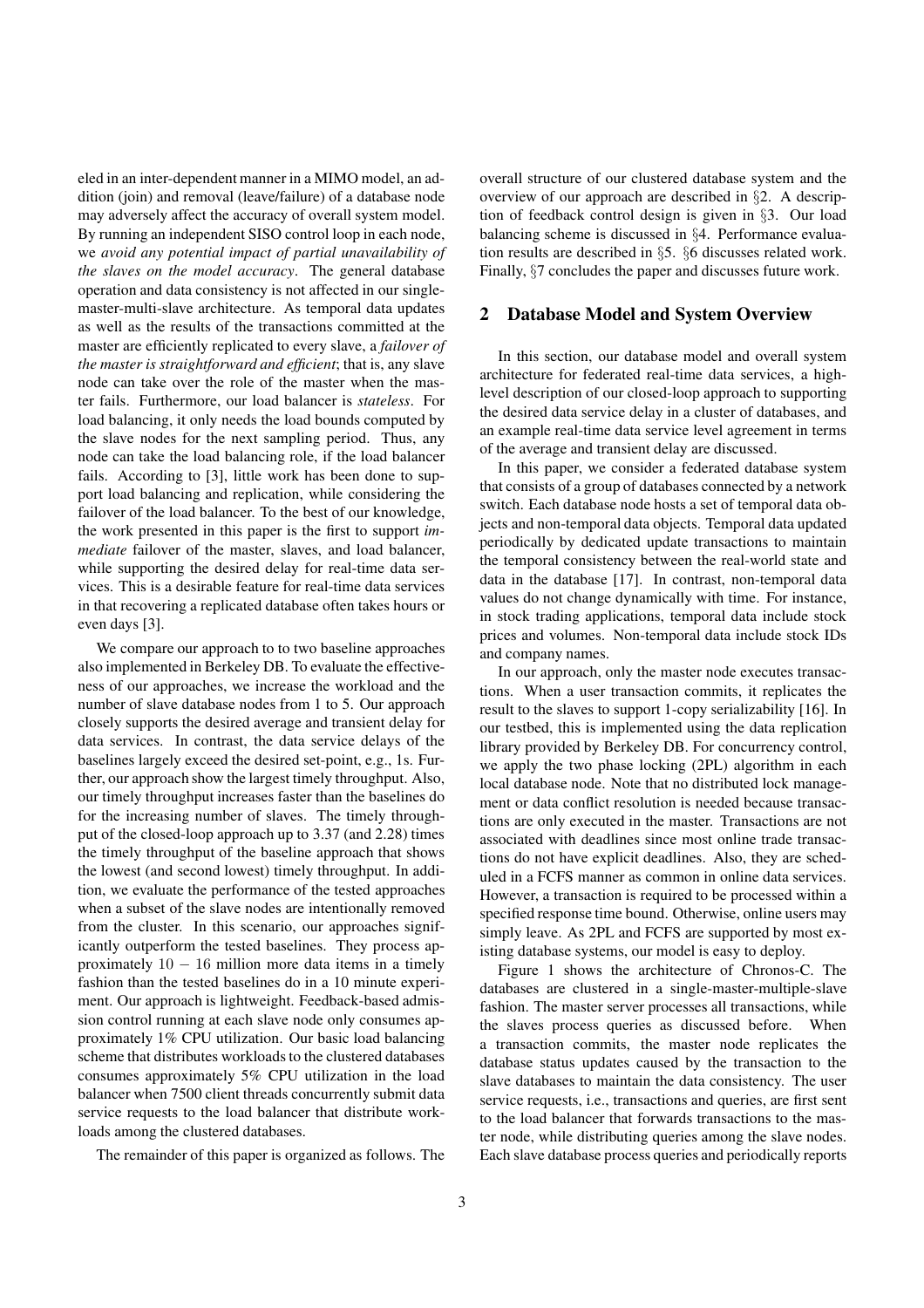eled in an inter-dependent manner in a MIMO model, an addition (join) and removal (leave/failure) of a database node may adversely affect the accuracy of overall system model. By running an independent SISO control loop in each node, we *avoid any potential impact of partial unavailability of the slaves on the model accuracy*. The general database operation and data consistency is not affected in our single-master-multi-slave architecture. As temporal data updates as well as the results of the transactions committed at the master are efficiently replicated to every slave, a *failover of the master is straightforward and efficient*; that is, any slave node can take over the role of the master when the master fails. Furthermore, our load balancer is *stateless*. For load balancing, it only needs the load bounds computed by the slave nodes for the next sampling period. Thus, any node can take the load balancing role, if the load balancer fails. According to [3], little work has been done to support load balancing and replication, while considering the failover of the load balancer. To the best of our knowledge, the work presented in this paper is the first to support *immediate* failover of the master, slaves, and load balancer, while supporting the desired delay for real-time data services. This is a desirable feature for real-time data services in that recovering a replicated database often takes hours or even days [3].

We compare our approach to to two baseline approaches also implemented in Berkeley DB. To evaluate the effectiveness of our approaches, we increase the workload and the number of slave database nodes from 1 to 5. Our approach closely supports the desired average and transient delay for data services. In contrast, the data service delays of the baselines largely exceed the desired set-point, e.g., 1s. Further, our approach show the largest timely throughput. Also, our timely throughput increases faster than the baselines do for the increasing number of slaves. The timely throughput of the closed-loop approach up to 3.37 (and 2.28) times the timely throughput of the baseline approach that shows the lowest (and second lowest) timely throughput. In addition, we evaluate the performance of the tested approaches when a subset of the slave nodes are intentionally removed from the cluster. In this scenario, our approaches significantly outperform the tested baselines. They process approximately $10 - 16$ million more data items in a timely fashion than the tested baselines do in a 10 minute experiment. Our approach is lightweight. Feedback-based admission control running at each slave node only consumes approximately 1% CPU utilization. Our basic load balancing scheme that distributes workloads to the clustered databases consumes approximately 5% CPU utilization in the load balancer when 7500 client threads concurrently submit data service requests to the load balancer that distribute workloads among the clustered databases.

The remainder of this paper is organized as follows. The overall structure of our clustered database system and the overview of our approach are described in §2. A description of feedback control design is given in §3. Our load balancing scheme is discussed in §4. Performance evaluation results are described in §5. §6 discusses related work. Finally, §7 concludes the paper and discusses future work.

## 2 Database Model and System Overview

In this section, our database model and overall system architecture for federated real-time data services, a high-level description of our closed-loop approach to supporting the desired data service delay in a cluster of databases, and an example real-time data service level agreement in terms of the average and transient delay are discussed.

In this paper, we consider a federated database system that consists of a group of databases connected by a network switch. Each database node hosts a set of temporal data objects and non-temporal data objects. Temporal data updated periodically by dedicated update transactions to maintain the temporal consistency between the real-world state and data in the database [17]. In contrast, non-temporal data values do not change dynamically with time. For instance, in stock trading applications, temporal data include stock prices and volumes. Non-temporal data include stock IDs and company names.

In our approach, only the master node executes transactions. When a user transaction commits, it replicates the result to the slaves to support 1-copy serializability [16]. In our testbed, this is implemented using the data replication library provided by Berkeley DB. For concurrency control, we apply the two phase locking (2PL) algorithm in each local database node. Note that no distributed lock management or data conflict resolution is needed because transactions are only executed in the master. Transactions are not associated with deadlines since most online trade transactions do not have explicit deadlines. Also, they are scheduled in a FCFS manner as common in online data services. However, a transaction is required to be processed within a specified response time bound. Otherwise, online users may simply leave. As 2PL and FCFS are supported by most existing database systems, our model is easy to deploy.

Figure 1 shows the architecture of Chronos-C. The databases are clustered in a single-master-multiple-slave fashion. The master server processes all transactions, while the slaves process queries as discussed before. When a transaction commits, the master node replicates the database status updates caused by the transaction to the slave databases to maintain the data consistency. The user service requests, i.e., transactions and queries, are first sent to the load balancer that forwards transactions to the master node, while distributing queries among the slave nodes. Each slave database process queries and periodically reports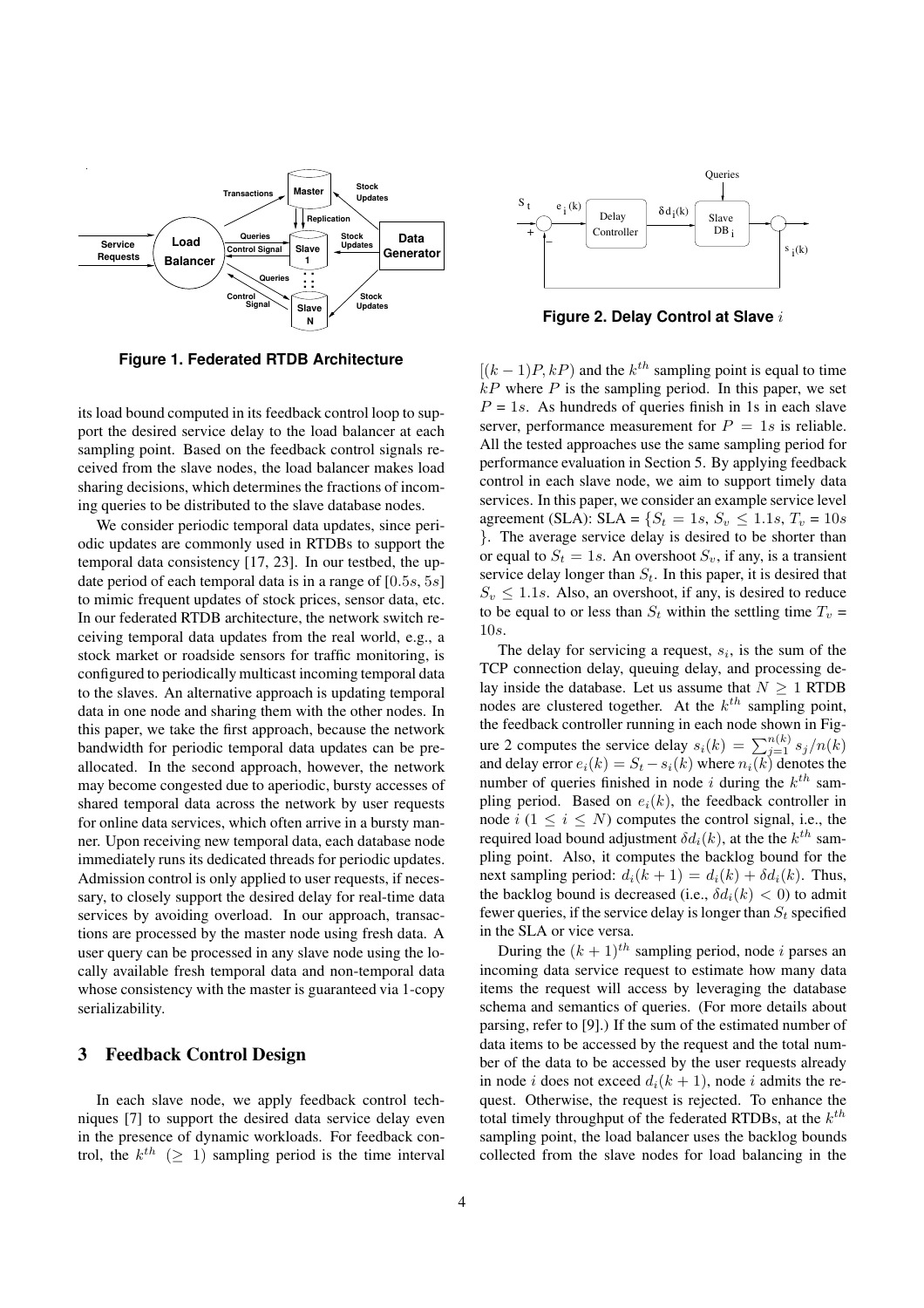Figure 1. Federated RTDB Architecture

its load bound computed in its feedback control loop to support the desired service delay to the load balancer at each sampling point. Based on the feedback control signals received from the slave nodes, the load balancer makes load sharing decisions, which determines the fractions of incoming queries to be distributed to the slave database nodes.

We consider periodic temporal data updates, since periodic updates are commonly used in RTDBs to support the temporal data consistency [17, 23]. In our testbed, the update period of each temporal data is in a range of $[0.5s, 5s]$ to mimic frequent updates of stock prices, sensor data, etc. In our federated RTDB architecture, the network switch receiving temporal data updates from the real world, e.g., a stock market or roadside sensors for traffic monitoring, is configured to periodically multicast incoming temporal data to the slaves. An alternative approach is updating temporal data in one node and sharing them with the other nodes. In this paper, we take the first approach, because the network bandwidth for periodic temporal data updates can be preallocated. In the second approach, however, the network may become congested due to aperiodic, bursty accesses of shared temporal data across the network by user requests for online data services, which often arrive in a bursty manner. Upon receiving new temporal data, each database node immediately runs its dedicated threads for periodic updates. Admission control is only applied to user requests, if necessary, to closely support the desired delay for real-time data services by avoiding overload. In our approach, transactions are processed by the master node using fresh data. A user query can be processed in any slave node using the locally available fresh temporal data and non-temporal data whose consistency with the master is guaranteed via 1-copy serializability.

## 3 Feedback Control Design

In each slave node, we apply feedback control techniques [7] to support the desired data service delay even in the presence of dynamic workloads. For feedback control, the $k^{th}$ $(\geq 1)$ sampling period is the time interval $[(k-1)P, kP)$ and the $k^{th}$ sampling point is equal to time $kP$ where $P$ is the sampling period. In this paper, we set $P = 1s$. As hundreds of queries finish in 1s in each slave server, performance measurement for $P = 1s$ is reliable. All the tested approaches use the same sampling period for performance evaluation in Section 5. By applying feedback control in each slave node, we aim to support timely data services. In this paper, we consider an example service level agreement (SLA): SLA = $\{S_t = 1s, S_v \leq 1.1s, T_v = 10s\}$. The average service delay is desired to be shorter than or equal to $S_t = 1s$. An overshoot $S_v$, if any, is a transient service delay longer than $S_t$. In this paper, it is desired that $S_v \leq 1.1s$. Also, an overshoot, if any, is desired to reduce to be equal to or less than $S_t$ within the settling time $T_v = 10s$.

Figure 2. Delay Control at Slave $i$

The delay for servicing a request, $s_i$, is the sum of the TCP connection delay, queuing delay, and processing delay inside the database. Let us assume that $N \geq 1$ RTDB nodes are clustered together. At the $k^{th}$ sampling point, the feedback controller running in each node shown in Figure 2 computes the service delay $s_i(k) = \sum_{j=1}^{n(k)} s_j/n(k)$ and delay error $e_i(k) = S_t - s_i(k)$ where $n_i(k)$ denotes the number of queries finished in node $i$ during the $k^{th}$ sampling period. Based on $e_i(k)$, the feedback controller in node $i$ $(1 \leq i \leq N)$ computes the control signal, i.e., the required load bound adjustment $\delta d_i(k)$, at the the $k^{th}$ sampling point. Also, it computes the backlog bound for the next sampling period: $d_i(k+1) = d_i(k) + \delta d_i(k)$. Thus, the backlog bound is decreased (i.e., $\delta d_i(k) < 0$) to admit fewer queries, if the service delay is longer than $S_t$ specified in the SLA or vice versa.

During the $(k+1)^{th}$ sampling period, node $i$ parses an incoming data service request to estimate how many data items the request will access by leveraging the database schema and semantics of queries. (For more details about parsing, refer to [9].) If the sum of the estimated number of data items to be accessed by the request and the total number of the data to be accessed by the user requests already in node $i$ does not exceed $d_i(k+1)$, node $i$ admits the request. Otherwise, the request is rejected. To enhance the total timely throughput of the federated RTDBs, at the $k^{th}$ sampling point, the load balancer uses the backlog bounds collected from the slave nodes for load balancing in the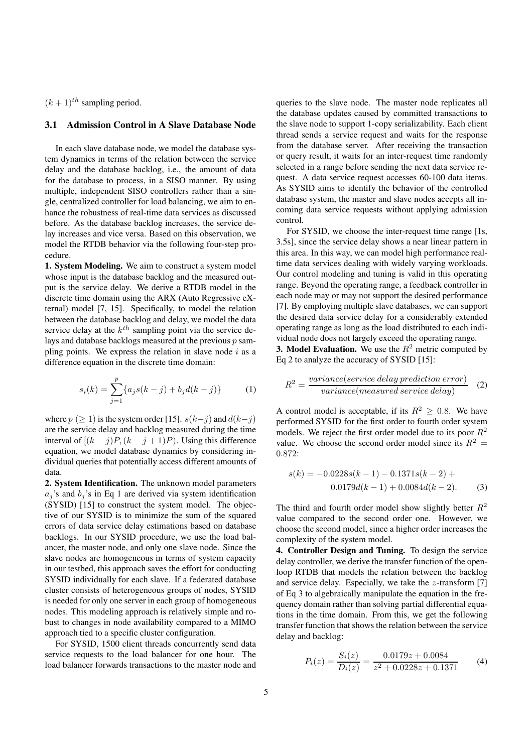$(k+1)^{th}$ sampling period.

### 3.1 Admission Control in A Slave Database Node

In each slave database node, we model the database system dynamics in terms of the relation between the service delay and the database backlog, i.e., the amount of data for the database to process, in a SISO manner. By using multiple, independent SISO controllers rather than a single, centralized controller for load balancing, we aim to enhance the robustness of real-time data services as discussed before. As the database backlog increases, the service delay increases and vice versa. Based on this observation, we model the RTDB behavior via the following four-step procedure.

**1. System Modeling.** We aim to construct a system model whose input is the database backlog and the measured output is the service delay. We derive a RTDB model in the discrete time domain using the ARX (Auto Regressive eXternal) model [7, 15]. Specifically, to model the relation between the database backlog and delay, we model the data service delay at the $k^{th}$ sampling point via the service delays and database backlogs measured at the previous $p$ sampling points. We express the relation in slave node $i$ as a difference equation in the discrete time domain:

$$s_i(k) = \sum_{j=1}^{p} \{a_j s(k-j) + b_j d(k-j)\} \quad (1)$$

where $p$ ($\geq 1$) is the system order [15]. $s(k-j)$ and $d(k-j)$ are the service delay and backlog measured during the time interval of $[(k-j)P, (k-j+1)P)$. Using this difference equation, we model database dynamics by considering individual queries that potentially access different amounts of data.

**2. System Identification.** The unknown model parameters $a_j$'s and $b_j$'s in Eq 1 are derived via system identification (SYSID) [15] to construct the system model. The objective of our SYSID is to minimize the sum of the squared errors of data service delay estimations based on database backlogs. In our SYSID procedure, we use the load balancer, the master node, and only one slave node. Since the slave nodes are homogeneous in terms of system capacity in our testbed, this approach saves the effort for conducting SYSID individually for each slave. If a federated database cluster consists of heterogeneous groups of nodes, SYSID is needed for only one server in each group of homogeneous nodes. This modeling approach is relatively simple and robust to changes in node availability compared to a MIMO approach tied to a specific cluster configuration.

For SYSID, 1500 client threads concurrently send data service requests to the load balancer for one hour. The load balancer forwards transactions to the master node and queries to the slave node. The master node replicates all the database updates caused by committed transactions to the slave node to support 1-copy serializability. Each client thread sends a service request and waits for the response from the database server. After receiving the transaction or query result, it waits for an inter-request time randomly selected in a range before sending the next data service request. A data service request accesses 60-100 data items. As SYSID aims to identify the behavior of the controlled database system, the master and slave nodes accepts all incoming data service requests without applying admission control.

For SYSID, we choose the inter-request time range [1s, 3.5s], since the service delay shows a near linear pattern in this area. In this way, we can model high performance real-time data services dealing with widely varying workloads. Our control modeling and tuning is valid in this operating range. Beyond the operating range, a feedback controller in each node may or may not support the desired performance [7]. By employing multiple slave databases, we can support the desired data service delay for a considerably extended operating range as long as the load distributed to each individual node does not largely exceed the operating range.

**3. Model Evaluation.** We use the $R^2$ metric computed by Eq 2 to analyze the accuracy of SYSID [15]:

$$R^2 = \frac{variance(service\ delay\ prediction\ error)}{variance(measured\ service\ delay)} \quad (2)$$

A control model is acceptable, if its $R^2 \geq 0.8$. We have performed SYSID for the first order to fourth order system models. We reject the first order model due to its poor $R^2$ value. We choose the second order model since its $R^2 = 0.872$:

$$s(k) = -0.0228s(k-1) - 0.1371s(k-2) + 0.0179d(k-1) + 0.0084d(k-2). \quad (3)$$

The third and fourth order model show slightly better $R^2$ value compared to the second order one. However, we choose the second model, since a higher order increases the complexity of the system model.

**4. Controller Design and Tuning.** To design the service delay controller, we derive the transfer function of the open-loop RTDB that models the relation between the backlog and service delay. Especially, we take the $z$-transform [7] of Eq 3 to algebraically manipulate the equation in the frequency domain rather than solving partial differential equations in the time domain. From this, we get the following transfer function that shows the relation between the service delay and backlog:

$$P_i(z) = \frac{S_i(z)}{D_i(z)} = \frac{0.0179z + 0.0084}{z^2 + 0.0228z + 0.1371} \quad (4)$$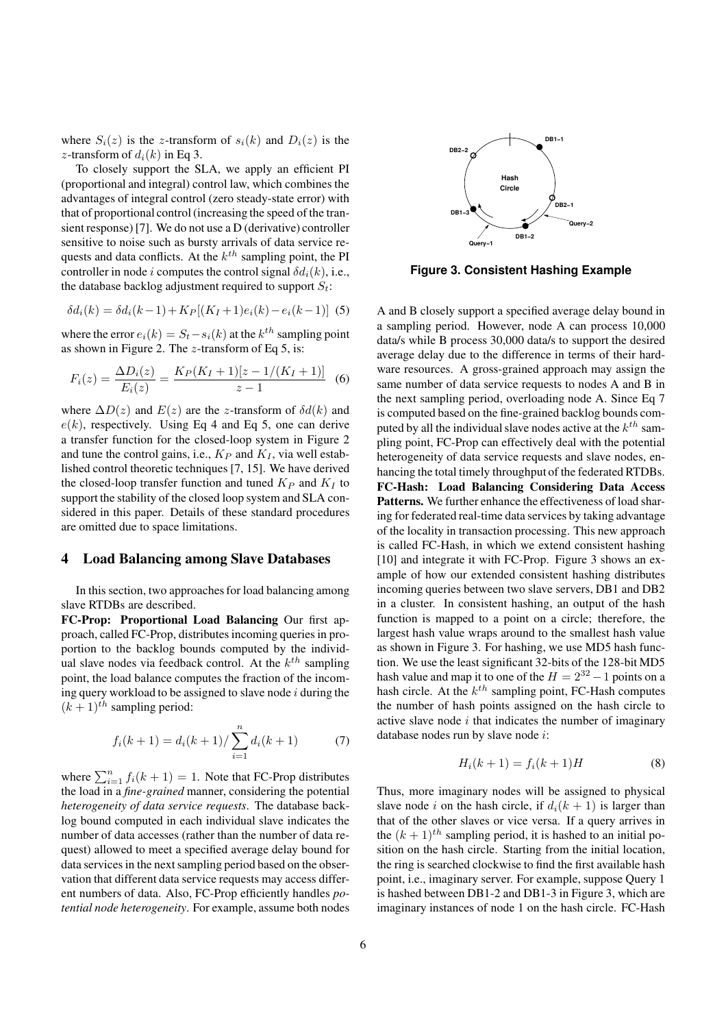where $S_i(z)$ is the $z$-transform of $s_i(k)$ and $D_i(z)$ is the $z$-transform of $d_i(k)$ in Eq 3.

To closely support the SLA, we apply an efficient PI (proportional and integral) control law, which combines the advantages of integral control (zero steady-state error) with that of proportional control (increasing the speed of the transient response) [7]. We do not use a D (derivative) controller sensitive to noise such as bursty arrivals of data service requests and data conflicts. At the $k^{th}$ sampling point, the PI controller in node $i$ computes the control signal $\delta d_i(k)$, i.e., the database backlog adjustment required to support $S_t$:

$$\delta d_i(k) = \delta d_i(k-1) + K_P[(K_I+1)e_i(k) - e_i(k-1)] \quad (5)$$

where the error $e_i(k) = S_t - s_i(k)$ at the $k^{th}$ sampling point as shown in Figure 2. The $z$-transform of Eq 5, is:

$$F_i(z) = \frac{\Delta D_i(z)}{E_i(z)} = \frac{K_P(K_I+1)[z - 1/(K_I+1)]}{z-1} \quad (6)$$

where $\Delta D(z)$ and $E(z)$ are the $z$-transform of $\delta d(k)$ and $e(k)$, respectively. Using Eq 4 and Eq 5, one can derive a transfer function for the closed-loop system in Figure 2 and tune the control gains, i.e., $K_P$ and $K_I$, via well established control theoretic techniques [7, 15]. We have derived the closed-loop transfer function and tuned $K_P$ and $K_I$ to support the stability of the closed loop system and SLA considered in this paper. Details of these standard procedures are omitted due to space limitations.

## 4 Load Balancing among Slave Databases

In this section, two approaches for load balancing among slave RTDBs are described.

**FC-Prop: Proportional Load Balancing** Our first approach, called FC-Prop, distributes incoming queries in proportion to the backlog bounds computed by the individual slave nodes via feedback control. At the $k^{th}$ sampling point, the load balance computes the fraction of the incoming query workload to be assigned to slave node $i$ during the $(k+1)^{th}$ sampling period:

$$f_i(k+1) = d_i(k+1)/\sum_{i=1}^{n} d_i(k+1) \quad (7)$$

where $\sum_{i=1}^{n} f_i(k+1) = 1$. Note that FC-Prop distributes the load in a *fine-grained* manner, considering the potential *heterogeneity of data service requests*. The database backlog bound computed in each individual slave indicates the number of data accesses (rather than the number of data request) allowed to meet a specified average delay bound for data services in the next sampling period based on the observation that different data service requests may access different numbers of data. Also, FC-Prop efficiently handles *potential node heterogeneity*. For example, assume both nodes A and B closely support a specified average delay bound in a sampling period. However, node A can process 10,000 data/s while B process 30,000 data/s to support the desired average delay due to the difference in terms of their hardware resources. A gross-grained approach may assign the same number of data service requests to nodes A and B in the next sampling period, overloading node A. Since Eq 7 is computed based on the fine-grained backlog bounds computed by all the individual slave nodes active at the $k^{th}$ sampling point, FC-Prop can effectively deal with the potential heterogeneity of data service requests and slave nodes, enhancing the total timely throughput of the federated RTDBs.

**FC-Hash: Load Balancing Considering Data Access Patterns.** We further enhance the effectiveness of load sharing for federated real-time data services by taking advantage of the locality in transaction processing. This new approach is called FC-Hash, in which we extend consistent hashing [10] and integrate it with FC-Prop. Figure 3 shows an example of how our extended consistent hashing distributes incoming queries between two slave servers, DB1 and DB2 in a cluster. In consistent hashing, an output of the hash function is mapped to a point on a circle; therefore, the largest hash value wraps around to the smallest hash value as shown in Figure 3. For hashing, we use MD5 hash function. We use the least significant 32-bits of the 128-bit MD5 hash value and map it to one of the $H = 2^{32} - 1$ points on a hash circle. At the $k^{th}$ sampling point, FC-Hash computes the number of hash points assigned on the hash circle to active slave node $i$ that indicates the number of imaginary database nodes run by slave node $i$:

$$H_i(k+1) = f_i(k+1)H \quad (8)$$

Thus, more imaginary nodes will be assigned to physical slave node $i$ on the hash circle, if $d_i(k+1)$ is larger than that of the other slaves or vice versa. If a query arrives in the $(k+1)^{th}$ sampling period, it is hashed to an initial position on the hash circle. Starting from the initial location, the ring is searched clockwise to find the first available hash point, i.e., imaginary server. For example, suppose Query 1 is hashed between DB1-2 and DB1-3 in Figure 3, which are imaginary instances of node 1 on the hash circle. FC-Hash

**Figure 3. Consistent Hashing Example**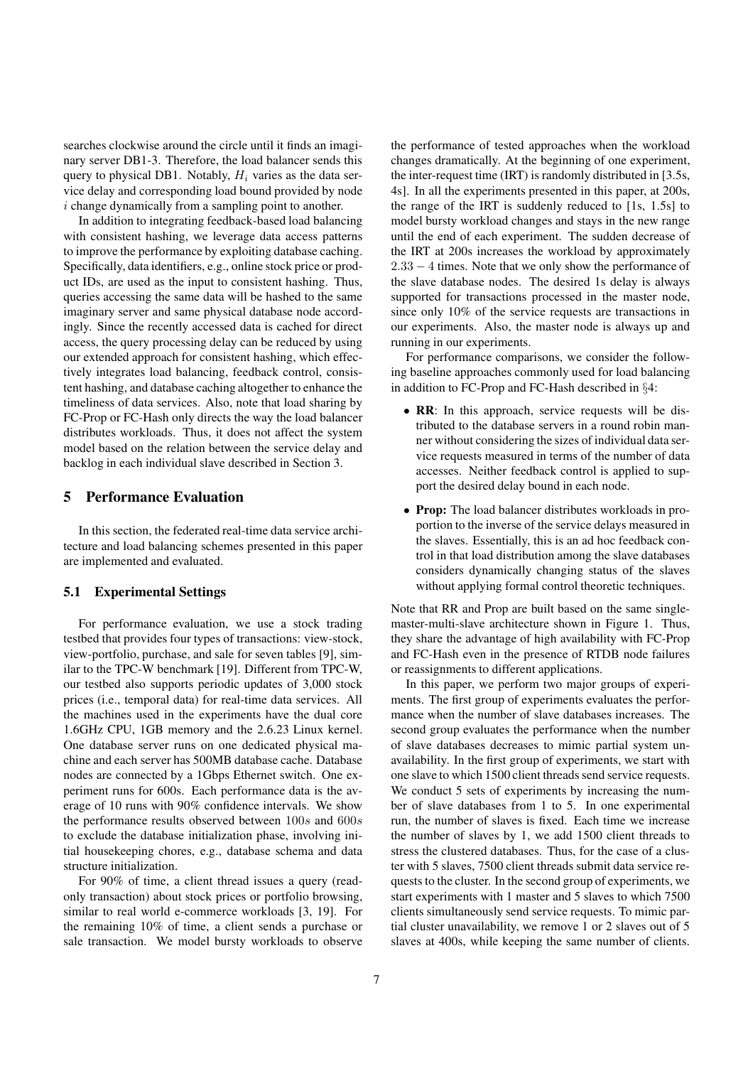searches clockwise around the circle until it finds an imaginary server DB1-3. Therefore, the load balancer sends this query to physical DB1. Notably, $H_i$ varies as the data service delay and corresponding load bound provided by node $i$ change dynamically from a sampling point to another.

In addition to integrating feedback-based load balancing with consistent hashing, we leverage data access patterns to improve the performance by exploiting database caching. Specifically, data identifiers, e.g., online stock price or product IDs, are used as the input to consistent hashing. Thus, queries accessing the same data will be hashed to the same imaginary server and same physical database node accordingly. Since the recently accessed data is cached for direct access, the query processing delay can be reduced by using our extended approach for consistent hashing, which effectively integrates load balancing, feedback control, consistent hashing, and database caching altogether to enhance the timeliness of data services. Also, note that load sharing by FC-Prop or FC-Hash only directs the way the load balancer distributes workloads. Thus, it does not affect the system model based on the relation between the service delay and backlog in each individual slave described in Section 3.

## 5 Performance Evaluation

In this section, the federated real-time data service architecture and load balancing schemes presented in this paper are implemented and evaluated.

### 5.1 Experimental Settings

For performance evaluation, we use a stock trading testbed that provides four types of transactions: view-stock, view-portfolio, purchase, and sale for seven tables [9], similar to the TPC-W benchmark [19]. Different from TPC-W, our testbed also supports periodic updates of 3,000 stock prices (i.e., temporal data) for real-time data services. All the machines used in the experiments have the dual core 1.6GHz CPU, 1GB memory and the 2.6.23 Linux kernel. One database server runs on one dedicated physical machine and each server has 500MB database cache. Database nodes are connected by a 1Gbps Ethernet switch. One experiment runs for 600s. Each performance data is the average of 10 runs with 90% confidence intervals. We show the performance results observed between $100s$ and $600s$ to exclude the database initialization phase, involving initial housekeeping chores, e.g., database schema and data structure initialization.

For 90% of time, a client thread issues a query (read-only transaction) about stock prices or portfolio browsing, similar to real world e-commerce workloads [3, 19]. For the remaining 10% of time, a client sends a purchase or sale transaction. We model bursty workloads to observe the performance of tested approaches when the workload changes dramatically. At the beginning of one experiment, the inter-request time (IRT) is randomly distributed in [3.5s, 4s]. In all the experiments presented in this paper, at 200s, the range of the IRT is suddenly reduced to [1s, 1.5s] to model bursty workload changes and stays in the new range until the end of each experiment. The sudden decrease of the IRT at 200s increases the workload by approximately $2.33 - 4$ times. Note that we only show the performance of the slave database nodes. The desired 1s delay is always supported for transactions processed in the master node, since only 10% of the service requests are transactions in our experiments. Also, the master node is always up and running in our experiments.

For performance comparisons, we consider the following baseline approaches commonly used for load balancing in addition to FC-Prop and FC-Hash described in §4:

- **RR**: In this approach, service requests will be distributed to the database servers in a round robin manner without considering the sizes of individual data service requests measured in terms of the number of data accesses. Neither feedback control is applied to support the desired delay bound in each node.
- **Prop:** The load balancer distributes workloads in proportion to the inverse of the service delays measured in the slaves. Essentially, this is an ad hoc feedback control in that load distribution among the slave databases considers dynamically changing status of the slaves without applying formal control theoretic techniques.

Note that RR and Prop are built based on the same single-master-multi-slave architecture shown in Figure 1. Thus, they share the advantage of high availability with FC-Prop and FC-Hash even in the presence of RTDB node failures or reassignments to different applications.

In this paper, we perform two major groups of experiments. The first group of experiments evaluates the performance when the number of slave databases increases. The second group evaluates the performance when the number of slave databases decreases to mimic partial system unavailability. In the first group of experiments, we start with one slave to which 1500 client threads send service requests. We conduct 5 sets of experiments by increasing the number of slave databases from 1 to 5. In one experimental run, the number of slaves is fixed. Each time we increase the number of slaves by 1, we add 1500 client threads to stress the clustered databases. Thus, for the case of a cluster with 5 slaves, 7500 client threads submit data service requests to the cluster. In the second group of experiments, we start experiments with 1 master and 5 slaves to which 7500 clients simultaneously send service requests. To mimic partial cluster unavailability, we remove 1 or 2 slaves out of 5 slaves at 400s, while keeping the same number of clients.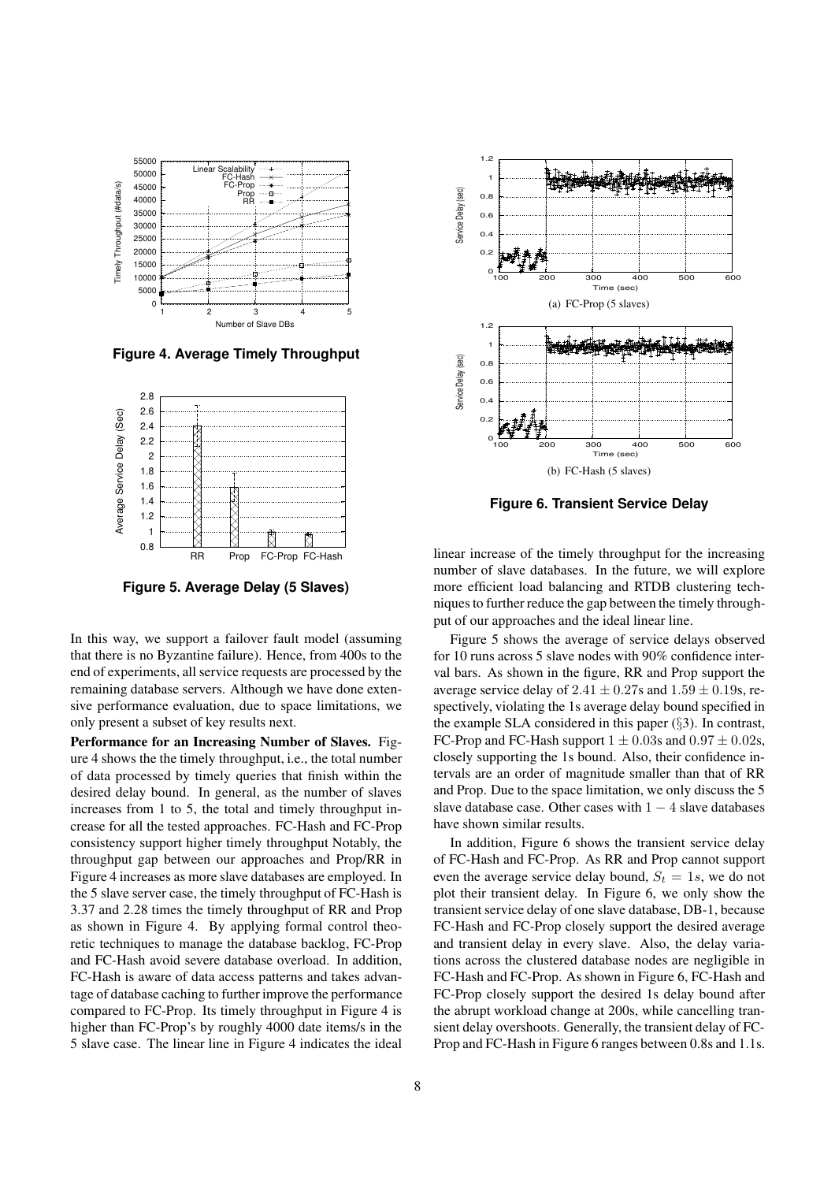**Figure 4. Average Timely Throughput**

**Figure 5. Average Delay (5 Slaves)**

(a) FC-Prop (5 slaves)

(b) FC-Hash (5 slaves)

**Figure 6. Transient Service Delay**

In this way, we support a failover fault model (assuming that there is no Byzantine failure). Hence, from 400s to the end of experiments, all service requests are processed by the remaining database servers. Although we have done extensive performance evaluation, due to space limitations, we only present a subset of key results next.

**Performance for an Increasing Number of Slaves.** Figure 4 shows the the timely throughput, i.e., the total number of data processed by timely queries that finish within the desired delay bound. In general, as the number of slaves increases from 1 to 5, the total and timely throughput increase for all the tested approaches. FC-Hash and FC-Prop consistency support higher timely throughput Notably, the throughput gap between our approaches and Prop/RR in Figure 4 increases as more slave databases are employed. In the 5 slave server case, the timely throughput of FC-Hash is 3.37 and 2.28 times the timely throughput of RR and Prop as shown in Figure 4. By applying formal control theoretic techniques to manage the database backlog, FC-Prop and FC-Hash avoid severe database overload. In addition, FC-Hash is aware of data access patterns and takes advantage of database caching to further improve the performance compared to FC-Prop. Its timely throughput in Figure 4 is higher than FC-Prop's by roughly 4000 date items/s in the 5 slave case. The linear line in Figure 4 indicates the ideal linear increase of the timely throughput for the increasing number of slave databases. In the future, we will explore more efficient load balancing and RTDB clustering techniques to further reduce the gap between the timely throughput of our approaches and the ideal linear line.

Figure 5 shows the average of service delays observed for 10 runs across 5 slave nodes with 90% confidence interval bars. As shown in the figure, RR and Prop support the average service delay of $2.41 \pm 0.27$s and $1.59 \pm 0.19$s, respectively, violating the 1s average delay bound specified in the example SLA considered in this paper (§3). In contrast, FC-Prop and FC-Hash support $1 \pm 0.03$s and $0.97 \pm 0.02$s, closely supporting the 1s bound. Also, their confidence intervals are an order of magnitude smaller than that of RR and Prop. Due to the space limitation, we only discuss the 5 slave database case. Other cases with $1 - 4$ slave databases have shown similar results.

In addition, Figure 6 shows the transient service delay of FC-Hash and FC-Prop. As RR and Prop cannot support even the average service delay bound, $S_t = 1s$, we do not plot their transient delay. In Figure 6, we only show the transient service delay of one slave database, DB-1, because FC-Hash and FC-Prop closely support the desired average and transient delay in every slave. Also, the delay variations across the clustered database nodes are negligible in FC-Hash and FC-Prop. As shown in Figure 6, FC-Hash and FC-Prop closely support the desired 1s delay bound after the abrupt workload change at 200s, while cancelling transient delay overshoots. Generally, the transient delay of FC-Prop and FC-Hash in Figure 6 ranges between 0.8s and 1.1s.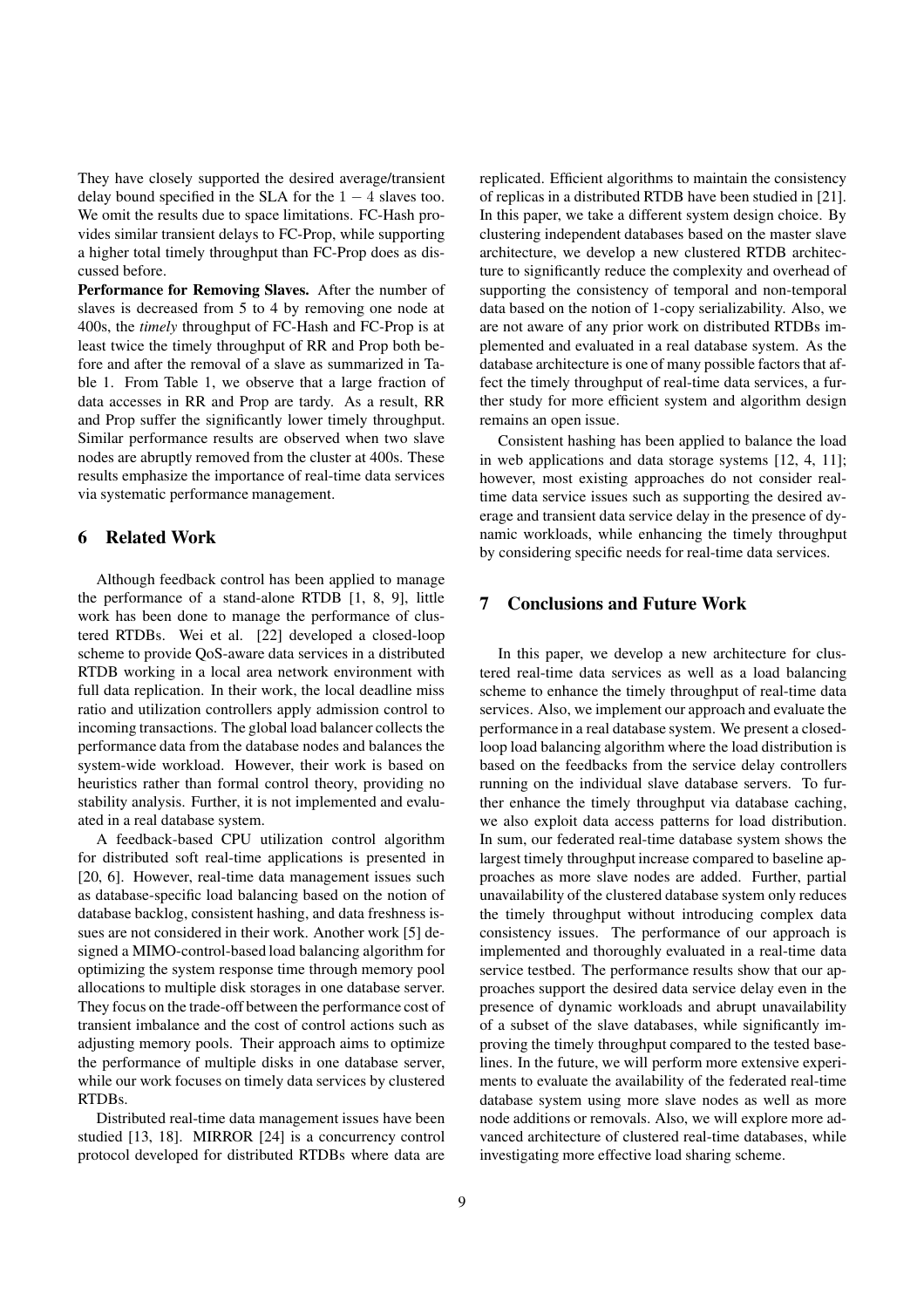They have closely supported the desired average/transient delay bound specified in the SLA for the $1 - 4$ slaves too. We omit the results due to space limitations. FC-Hash provides similar transient delays to FC-Prop, while supporting a higher total timely throughput than FC-Prop does as discussed before.

**Performance for Removing Slaves.** After the number of slaves is decreased from 5 to 4 by removing one node at 400s, the *timely* throughput of FC-Hash and FC-Prop is at least twice the timely throughput of RR and Prop both before and after the removal of a slave as summarized in Table 1. From Table 1, we observe that a large fraction of data accesses in RR and Prop are tardy. As a result, RR and Prop suffer the significantly lower timely throughput. Similar performance results are observed when two slave nodes are abruptly removed from the cluster at 400s. These results emphasize the importance of real-time data services via systematic performance management.

## 6 Related Work

Although feedback control has been applied to manage the performance of a stand-alone RTDB [1, 8, 9], little work has been done to manage the performance of clustered RTDBs. Wei et al. [22] developed a closed-loop scheme to provide QoS-aware data services in a distributed RTDB working in a local area network environment with full data replication. In their work, the local deadline miss ratio and utilization controllers apply admission control to incoming transactions. The global load balancer collects the performance data from the database nodes and balances the system-wide workload. However, their work is based on heuristics rather than formal control theory, providing no stability analysis. Further, it is not implemented and evaluated in a real database system.

A feedback-based CPU utilization control algorithm for distributed soft real-time applications is presented in [20, 6]. However, real-time data management issues such as database-specific load balancing based on the notion of database backlog, consistent hashing, and data freshness issues are not considered in their work. Another work [5] designed a MIMO-control-based load balancing algorithm for optimizing the system response time through memory pool allocations to multiple disk storages in one database server. They focus on the trade-off between the performance cost of transient imbalance and the cost of control actions such as adjusting memory pools. Their approach aims to optimize the performance of multiple disks in one database server, while our work focuses on timely data services by clustered RTDBs.

Distributed real-time data management issues have been studied [13, 18]. MIRROR [24] is a concurrency control protocol developed for distributed RTDBs where data are replicated. Efficient algorithms to maintain the consistency of replicas in a distributed RTDB have been studied in [21]. In this paper, we take a different system design choice. By clustering independent databases based on the master slave architecture, we develop a new clustered RTDB architecture to significantly reduce the complexity and overhead of supporting the consistency of temporal and non-temporal data based on the notion of 1-copy serializability. Also, we are not aware of any prior work on distributed RTDBs implemented and evaluated in a real database system. As the database architecture is one of many possible factors that affect the timely throughput of real-time data services, a further study for more efficient system and algorithm design remains an open issue.

Consistent hashing has been applied to balance the load in web applications and data storage systems [12, 4, 11]; however, most existing approaches do not consider real-time data service issues such as supporting the desired average and transient data service delay in the presence of dynamic workloads, while enhancing the timely throughput by considering specific needs for real-time data services.

## 7 Conclusions and Future Work

In this paper, we develop a new architecture for clustered real-time data services as well as a load balancing scheme to enhance the timely throughput of real-time data services. Also, we implement our approach and evaluate the performance in a real database system. We present a closed-loop load balancing algorithm where the load distribution is based on the feedbacks from the service delay controllers running on the individual slave database servers. To further enhance the timely throughput via database caching, we also exploit data access patterns for load distribution. In sum, our federated real-time database system shows the largest timely throughput increase compared to baseline approaches as more slave nodes are added. Further, partial unavailability of the clustered database system only reduces the timely throughput without introducing complex data consistency issues. The performance of our approach is implemented and thoroughly evaluated in a real-time data service testbed. The performance results show that our approaches support the desired data service delay even in the presence of dynamic workloads and abrupt unavailability of a subset of the slave databases, while significantly improving the timely throughput compared to the tested baselines. In the future, we will perform more extensive experiments to evaluate the availability of the federated real-time database system using more slave nodes as well as more node additions or removals. Also, we will explore more advanced architecture of clustered real-time databases, while investigating more effective load sharing scheme.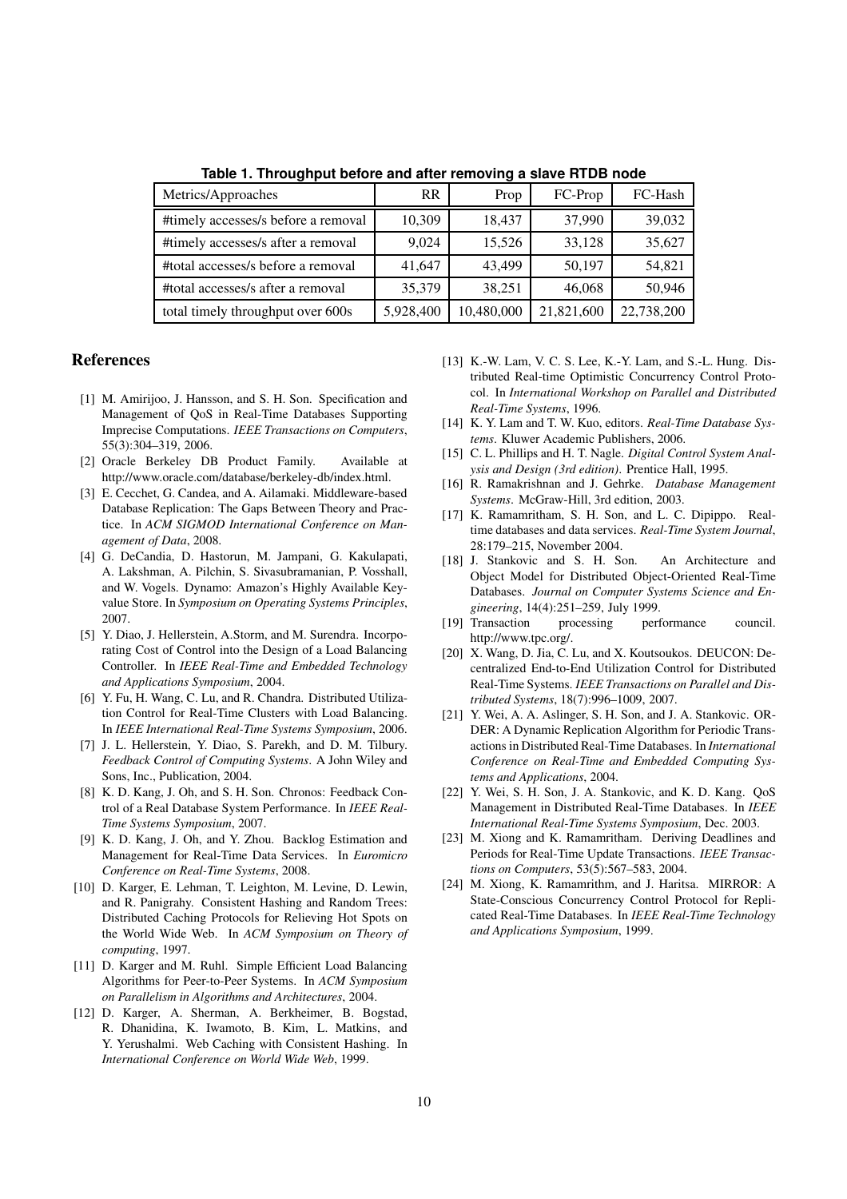**Table 1. Throughput before and after removing a slave RTDB node**

| Metrics/Approaches | RR | Prop | FC-Prop | FC-Hash |
|---|---|---|---|---|
| #timely accesses/s before a removal | 10,309 | 18,437 | 37,990 | 39,032 |
| #timely accesses/s after a removal | 9,024 | 15,526 | 33,128 | 35,627 |
| #total accesses/s before a removal | 41,647 | 43,499 | 50,197 | 54,821 |
| #total accesses/s after a removal | 35,379 | 38,251 | 46,068 | 50,946 |
| total timely throughput over 600s | 5,928,400 | 10,480,000 | 21,821,600 | 22,738,200 |

## References

[1] M. Amirijoo, J. Hansson, and S. H. Son. Specification and Management of QoS in Real-Time Databases Supporting Imprecise Computations. *IEEE Transactions on Computers*, 55(3):304–319, 2006.

[2] Oracle Berkeley DB Product Family. Available at http://www.oracle.com/database/berkeley-db/index.html.

[3] E. Cecchet, G. Candea, and A. Ailamaki. Middleware-based Database Replication: The Gaps Between Theory and Practice. In *ACM SIGMOD International Conference on Management of Data*, 2008.

[4] G. DeCandia, D. Hastorun, M. Jampani, G. Kakulapati, A. Lakshman, A. Pilchin, S. Sivasubramanian, P. Vosshall, and W. Vogels. Dynamo: Amazon's Highly Available Key-value Store. In *Symposium on Operating Systems Principles*, 2007.

[5] Y. Diao, J. Hellerstein, A.Storm, and M. Surendra. Incorporating Cost of Control into the Design of a Load Balancing Controller. In *IEEE Real-Time and Embedded Technology and Applications Symposium*, 2004.

[6] Y. Fu, H. Wang, C. Lu, and R. Chandra. Distributed Utilization Control for Real-Time Clusters with Load Balancing. In *IEEE International Real-Time Systems Symposium*, 2006.

[7] J. L. Hellerstein, Y. Diao, S. Parekh, and D. M. Tilbury. *Feedback Control of Computing Systems*. A John Wiley and Sons, Inc., Publication, 2004.

[8] K. D. Kang, J. Oh, and S. H. Son. Chronos: Feedback Control of a Real Database System Performance. In *IEEE Real-Time Systems Symposium*, 2007.

[9] K. D. Kang, J. Oh, and Y. Zhou. Backlog Estimation and Management for Real-Time Data Services. In *Euromicro Conference on Real-Time Systems*, 2008.

[10] D. Karger, E. Lehman, T. Leighton, M. Levine, D. Lewin, and R. Panigrahy. Consistent Hashing and Random Trees: Distributed Caching Protocols for Relieving Hot Spots on the World Wide Web. In *ACM Symposium on Theory of computing*, 1997.

[11] D. Karger and M. Ruhl. Simple Efficient Load Balancing Algorithms for Peer-to-Peer Systems. In *ACM Symposium on Parallelism in Algorithms and Architectures*, 2004.

[12] D. Karger, A. Sherman, A. Berkheimer, B. Bogstad, R. Dhanidina, K. Iwamoto, B. Kim, L. Matkins, and Y. Yerushalmi. Web Caching with Consistent Hashing. In *International Conference on World Wide Web*, 1999.

[13] K.-W. Lam, V. C. S. Lee, K.-Y. Lam, and S.-L. Hung. Distributed Real-time Optimistic Concurrency Control Protocol. In *International Workshop on Parallel and Distributed Real-Time Systems*, 1996.

[14] K. Y. Lam and T. W. Kuo, editors. *Real-Time Database Systems*. Kluwer Academic Publishers, 2006.

[15] C. L. Phillips and H. T. Nagle. *Digital Control System Analysis and Design (3rd edition)*. Prentice Hall, 1995.

[16] R. Ramakrishnan and J. Gehrke. *Database Management Systems*. McGraw-Hill, 3rd edition, 2003.

[17] K. Ramamritham, S. H. Son, and L. C. Dipippo. Real-time databases and data services. *Real-Time System Journal*, 28:179–215, November 2004.

[18] J. Stankovic and S. H. Son. An Architecture and Object Model for Distributed Object-Oriented Real-Time Databases. *Journal on Computer Systems Science and Engineering*, 14(4):251–259, July 1999.

[19] Transaction processing performance council. http://www.tpc.org/.

[20] X. Wang, D. Jia, C. Lu, and X. Koutsoukos. DEUCON: Decentralized End-to-End Utilization Control for Distributed Real-Time Systems. *IEEE Transactions on Parallel and Distributed Systems*, 18(7):996–1009, 2007.

[21] Y. Wei, A. A. Aslinger, S. H. Son, and J. A. Stankovic. ORDER: A Dynamic Replication Algorithm for Periodic Transactions in Distributed Real-Time Databases. In *International Conference on Real-Time and Embedded Computing Systems and Applications*, 2004.

[22] Y. Wei, S. H. Son, J. A. Stankovic, and K. D. Kang. QoS Management in Distributed Real-Time Databases. In *IEEE International Real-Time Systems Symposium*, Dec. 2003.

[23] M. Xiong and K. Ramamritham. Deriving Deadlines and Periods for Real-Time Update Transactions. *IEEE Transactions on Computers*, 53(5):567–583, 2004.

[24] M. Xiong, K. Ramamrithm, and J. Haritsa. MIRROR: A State-Conscious Concurrency Control Protocol for Replicated Real-Time Databases. In *IEEE Real-Time Technology and Applications Symposium*, 1999.